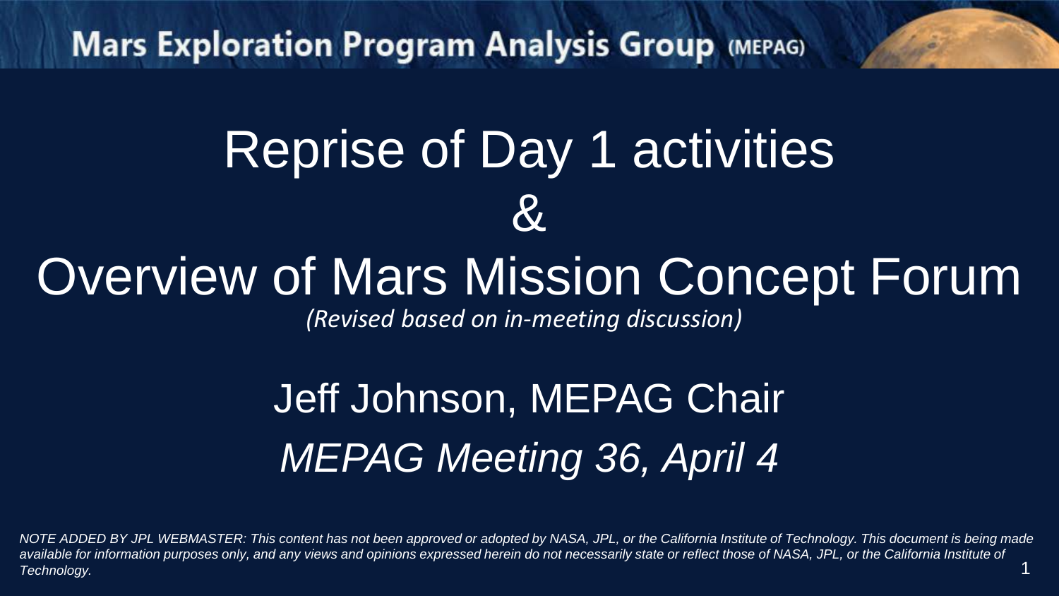Mars Exploration Program Analysis Group (MEPAG)

# Reprise of Day 1 activities & Overview of Mars Mission Concept Forum

*(Revised based on in-meeting discussion)*

## Jeff Johnson, MEPAG Chair

*MEPAG Meeting 36, April 4*

*NOTE ADDED BY JPL WEBMASTER: This content has not been approved or adopted by NASA, JPL, or the California Institute of Technology. This document is being made available for information purposes only, and any views and opinions expressed herein do not necessarily state or reflect those of NASA, JPL, or the California Institute of Technology.*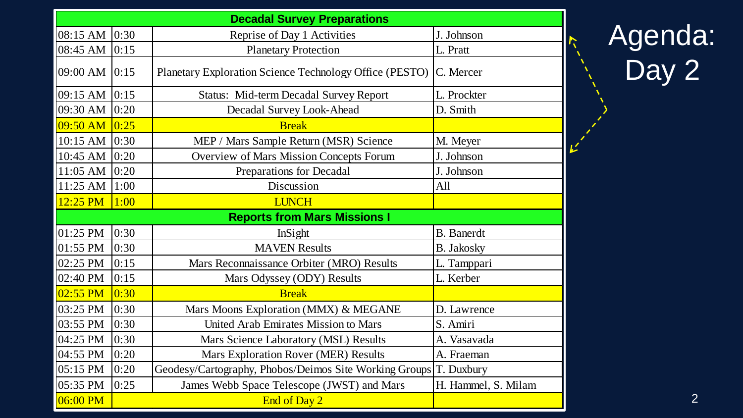# Agenda: Day 2

| Decadal Survey Preparations | | | |
|---|---|---|---|
| 08:15 AM | 0:30 | Reprise of Day 1 Activities | J. Johnson |
| 08:45 AM | 0:15 | Planetary Protection | L. Pratt |
| 09:00 AM | 0:15 | Planetary Exploration Science Technology Office (PESTO) | C. Mercer |
| 09:15 AM | 0:15 | Status: Mid-term Decadal Survey Report | L. Prockter |
| 09:30 AM | 0:20 | Decadal Survey Look-Ahead | D. Smith |
| 09:50 AM | 0:25 | Break | |
| 10:15 AM | 0:30 | MEP / Mars Sample Return (MSR) Science | M. Meyer |
| 10:45 AM | 0:20 | Overview of Mars Mission Concepts Forum | J. Johnson |
| 11:05 AM | 0:20 | Preparations for Decadal | J. Johnson |
| 11:25 AM | 1:00 | Discussion | All |
| 12:25 PM | 1:00 | LUNCH | |
| **Reports from Mars Missions I** | | | |
| 01:25 PM | 0:30 | InSight | B. Banerdt |
| 01:55 PM | 0:30 | MAVEN Results | B. Jakosky |
| 02:25 PM | 0:15 | Mars Reconnaissance Orbiter (MRO) Results | L. Tamppari |
| 02:40 PM | 0:15 | Mars Odyssey (ODY) Results | L. Kerber |
| 02:55 PM | 0:30 | Break | |
| 03:25 PM | 0:30 | Mars Moons Exploration (MMX) & MEGANE | D. Lawrence |
| 03:55 PM | 0:30 | United Arab Emirates Mission to Mars | S. Amiri |
| 04:25 PM | 0:30 | Mars Science Laboratory (MSL) Results | A. Vasavada |
| 04:55 PM | 0:20 | Mars Exploration Rover (MER) Results | A. Fraeman |
| 05:15 PM | 0:20 | Geodesy/Cartography, Phobos/Deimos Site Working Groups | T. Duxbury |
| 05:35 PM | 0:25 | James Webb Space Telescope (JWST) and Mars | H. Hammel, S. Milam |
| 06:00 PM | | End of Day 2 | |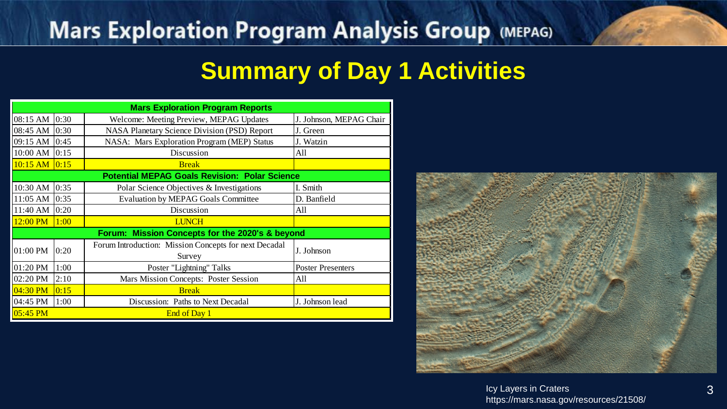## Summary of Day 1 Activities

| Time | Duration | Activity | Presenter |
|---|---|---|---|
| **Mars Exploration Program Reports** | | | |
| 08:15 AM | 0:30 | Welcome: Meeting Preview, MEPAG Updates | J. Johnson, MEPAG Chair |
| 08:45 AM | 0:30 | NASA Planetary Science Division (PSD) Report | J. Green |
| 09:15 AM | 0:45 | NASA: Mars Exploration Program (MEP) Status | J. Watzin |
| 10:00 AM | 0:15 | Discussion | All |
| 10:15 AM | 0:15 | Break | |
| **Potential MEPAG Goals Revision: Polar Science** | | | |
| 10:30 AM | 0:35 | Polar Science Objectives & Investigations | I. Smith |
| 11:05 AM | 0:35 | Evaluation by MEPAG Goals Committee | D. Banfield |
| 11:40 AM | 0:20 | Discussion | All |
| 12:00 PM | 1:00 | LUNCH | |
| **Forum: Mission Concepts for the 2020's & beyond** | | | |
| 01:00 PM | 0:20 | Forum Introduction: Mission Concepts for next Decadal Survey | J. Johnson |
| 01:20 PM | 1:00 | Poster "Lightning" Talks | Poster Presenters |
| 02:20 PM | 2:10 | Mars Mission Concepts: Poster Session | All |
| 04:30 PM | 0:15 | Break | |
| 04:45 PM | 1:00 | Discussion: Paths to Next Decadal | J. Johnson lead |
| 05:45 PM | | End of Day 1 | |

Icy Layers in Craters
https://mars.nasa.gov/resources/21508/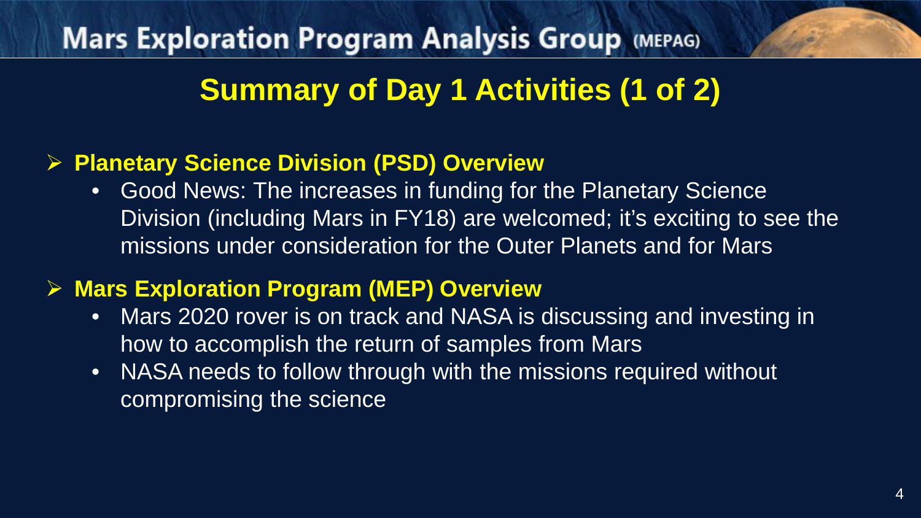# Summary of Day 1 Activities (1 of 2)

- **Planetary Science Division (PSD) Overview**
  - Good News: The increases in funding for the Planetary Science Division (including Mars in FY18) are welcomed; it's exciting to see the missions under consideration for the Outer Planets and for Mars
- **Mars Exploration Program (MEP) Overview**
  - Mars 2020 rover is on track and NASA is discussing and investing in how to accomplish the return of samples from Mars
  - NASA needs to follow through with the missions required without compromising the science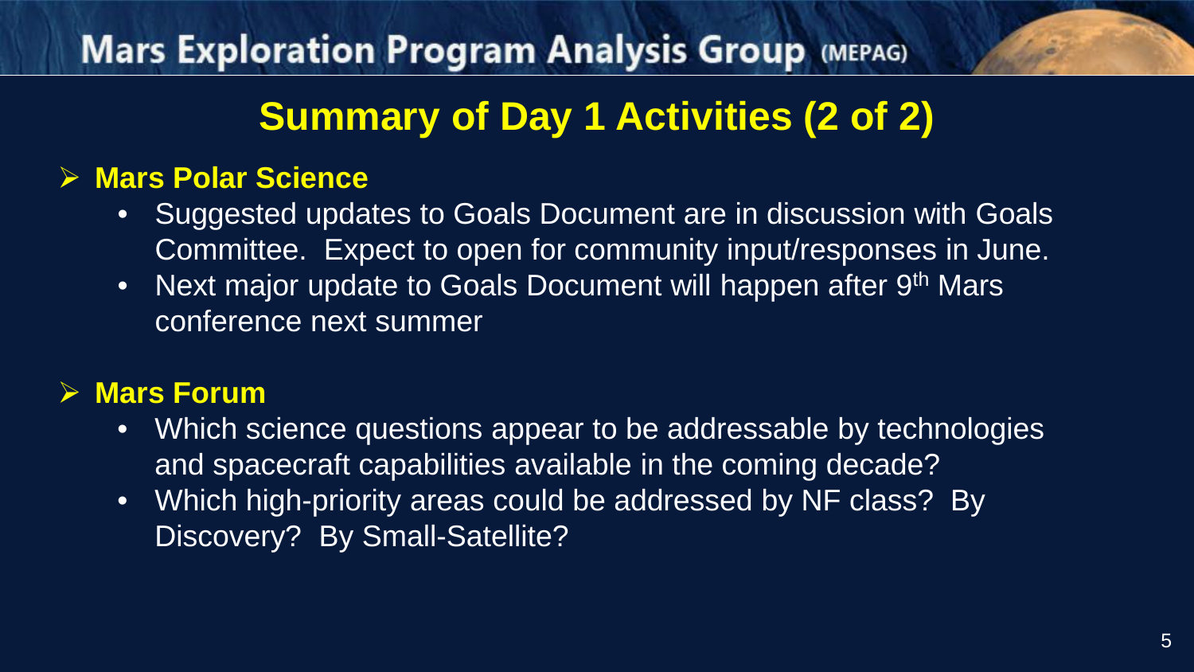# Summary of Day 1 Activities (2 of 2)

## Mars Polar Science

- Suggested updates to Goals Document are in discussion with Goals Committee. Expect to open for community input/responses in June.
- Next major update to Goals Document will happen after 9th Mars conference next summer

## Mars Forum

- Which science questions appear to be addressable by technologies and spacecraft capabilities available in the coming decade?
- Which high-priority areas could be addressed by NF class? By Discovery? By Small-Satellite?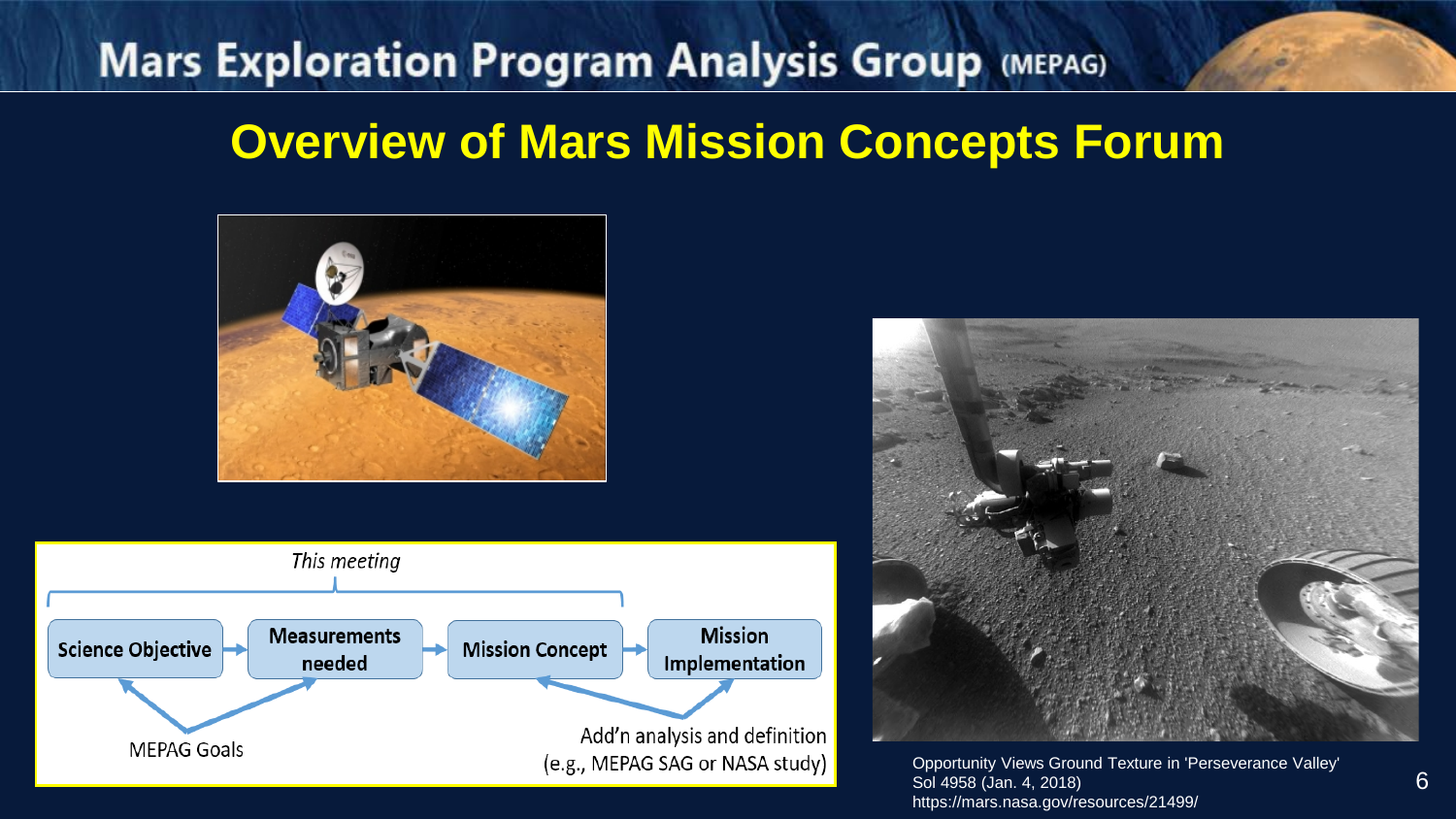## Overview of Mars Mission Concepts Forum

*This meeting*

Science Objective → Measurements needed → Mission Concept → Mission Implementation

MEPAG Goals

Add'n analysis and definition (e.g., MEPAG SAG or NASA study)

Opportunity Views Ground Texture in 'Perseverance Valley'
Sol 4958 (Jan. 4, 2018)
https://mars.nasa.gov/resources/21499/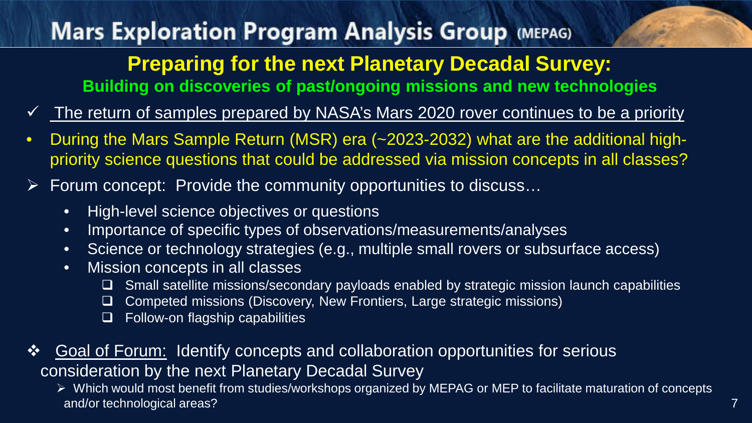# Mars Exploration Program Analysis Group (MEPAG)

## Preparing for the next Planetary Decadal Survey:

### Building on discoveries of past/ongoing missions and new technologies

- ✓ The return of samples prepared by NASA's Mars 2020 rover continues to be a priority
- During the Mars Sample Return (MSR) era (~2023-2032) what are the additional high-priority science questions that could be addressed via mission concepts in all classes?
- ➢ Forum concept: Provide the community opportunities to discuss…
  - High-level science objectives or questions
  - Importance of specific types of observations/measurements/analyses
  - Science or technology strategies (e.g., multiple small rovers or subsurface access)
  - Mission concepts in all classes
    - ❑ Small satellite missions/secondary payloads enabled by strategic mission launch capabilities
    - ❑ Competed missions (Discovery, New Frontiers, Large strategic missions)
    - ❑ Follow-on flagship capabilities

❖ Goal of Forum: Identify concepts and collaboration opportunities for serious consideration by the next Planetary Decadal Survey

- ➢ Which would most benefit from studies/workshops organized by MEPAG or MEP to facilitate maturation of concepts and/or technological areas?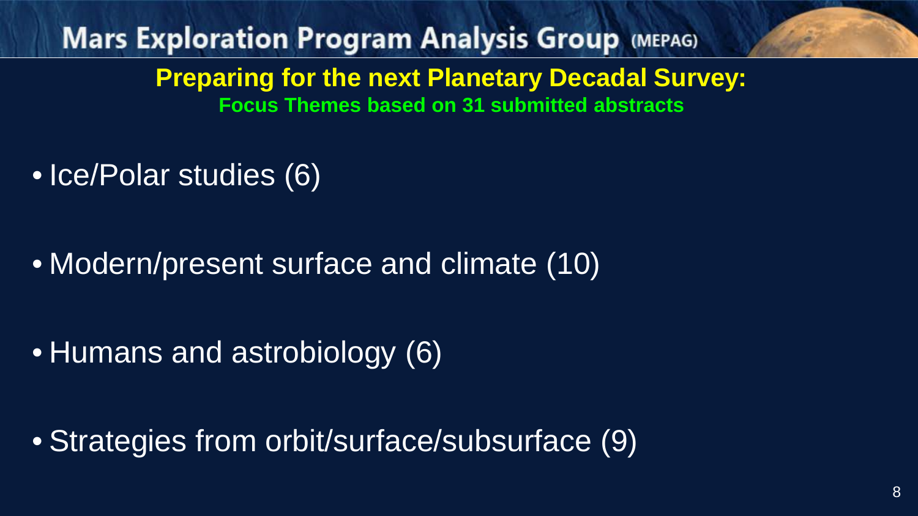# Mars Exploration Program Analysis Group (MEPAG)

## Preparing for the next Planetary Decadal Survey:

### Focus Themes based on 31 submitted abstracts

- Ice/Polar studies (6)
- Modern/present surface and climate (10)
- Humans and astrobiology (6)
- Strategies from orbit/surface/subsurface (9)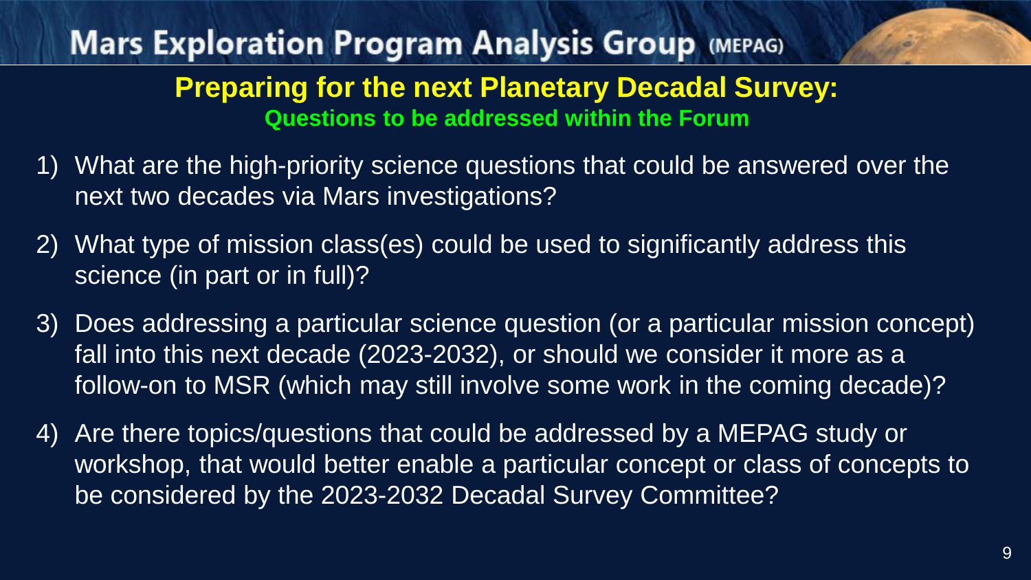# Mars Exploration Program Analysis Group (MEPAG)

## Preparing for the next Planetary Decadal Survey:

### Questions to be addressed within the Forum

1) What are the high-priority science questions that could be answered over the next two decades via Mars investigations?
2) What type of mission class(es) could be used to significantly address this science (in part or in full)?
3) Does addressing a particular science question (or a particular mission concept) fall into this next decade (2023-2032), or should we consider it more as a follow-on to MSR (which may still involve some work in the coming decade)?
4) Are there topics/questions that could be addressed by a MEPAG study or workshop, that would better enable a particular concept or class of concepts to be considered by the 2023-2032 Decadal Survey Committee?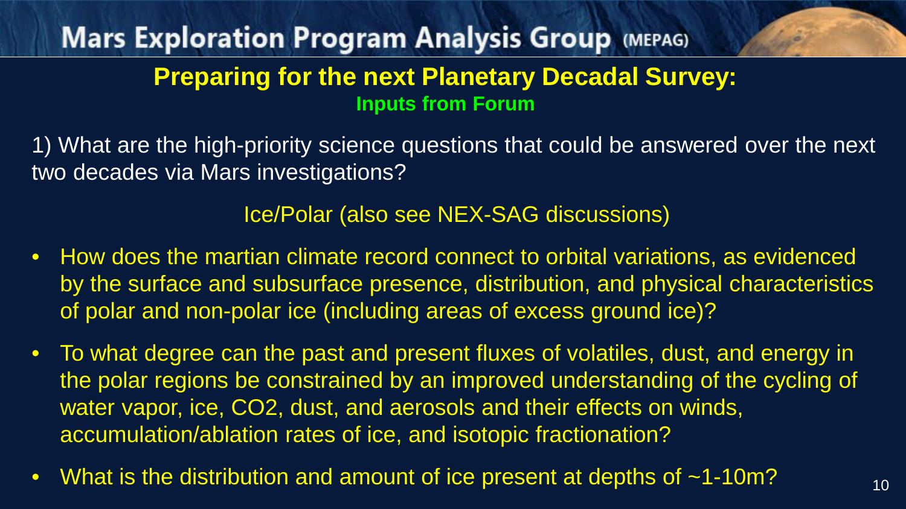# Mars Exploration Program Analysis Group (MEPAG)

## Preparing for the next Planetary Decadal Survey:

### Inputs from Forum

1) What are the high-priority science questions that could be answered over the next two decades via Mars investigations?

Ice/Polar (also see NEX-SAG discussions)

- How does the martian climate record connect to orbital variations, as evidenced by the surface and subsurface presence, distribution, and physical characteristics of polar and non-polar ice (including areas of excess ground ice)?
- To what degree can the past and present fluxes of volatiles, dust, and energy in the polar regions be constrained by an improved understanding of the cycling of water vapor, ice, $CO_2$, dust, and aerosols and their effects on winds, accumulation/ablation rates of ice, and isotopic fractionation?
- What is the distribution and amount of ice present at depths of ~1-10m?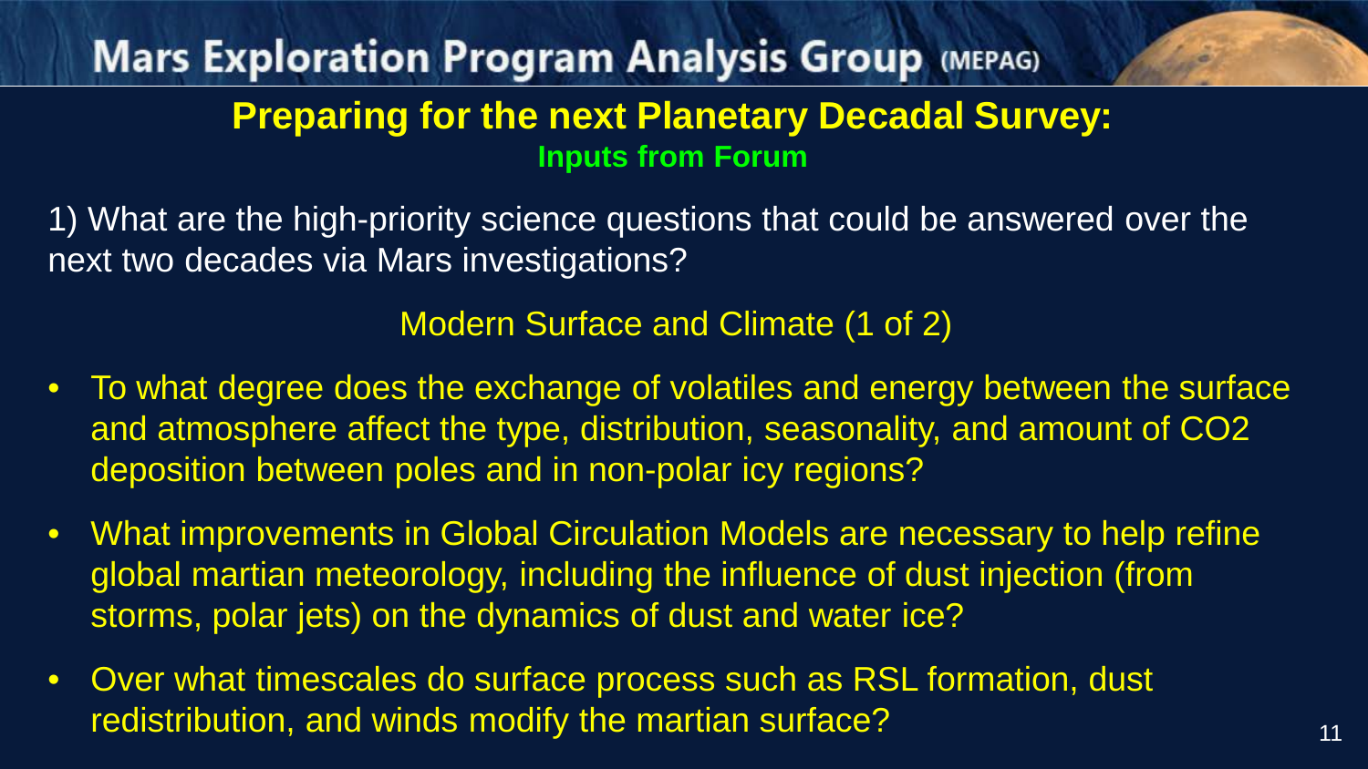# Mars Exploration Program Analysis Group (MEPAG)

## Preparing for the next Planetary Decadal Survey:

### Inputs from Forum

1) What are the high-priority science questions that could be answered over the next two decades via Mars investigations?

Modern Surface and Climate (1 of 2)

- To what degree does the exchange of volatiles and energy between the surface and atmosphere affect the type, distribution, seasonality, and amount of $CO_2$ deposition between poles and in non-polar icy regions?
- What improvements in Global Circulation Models are necessary to help refine global martian meteorology, including the influence of dust injection (from storms, polar jets) on the dynamics of dust and water ice?
- Over what timescales do surface process such as RSL formation, dust redistribution, and winds modify the martian surface?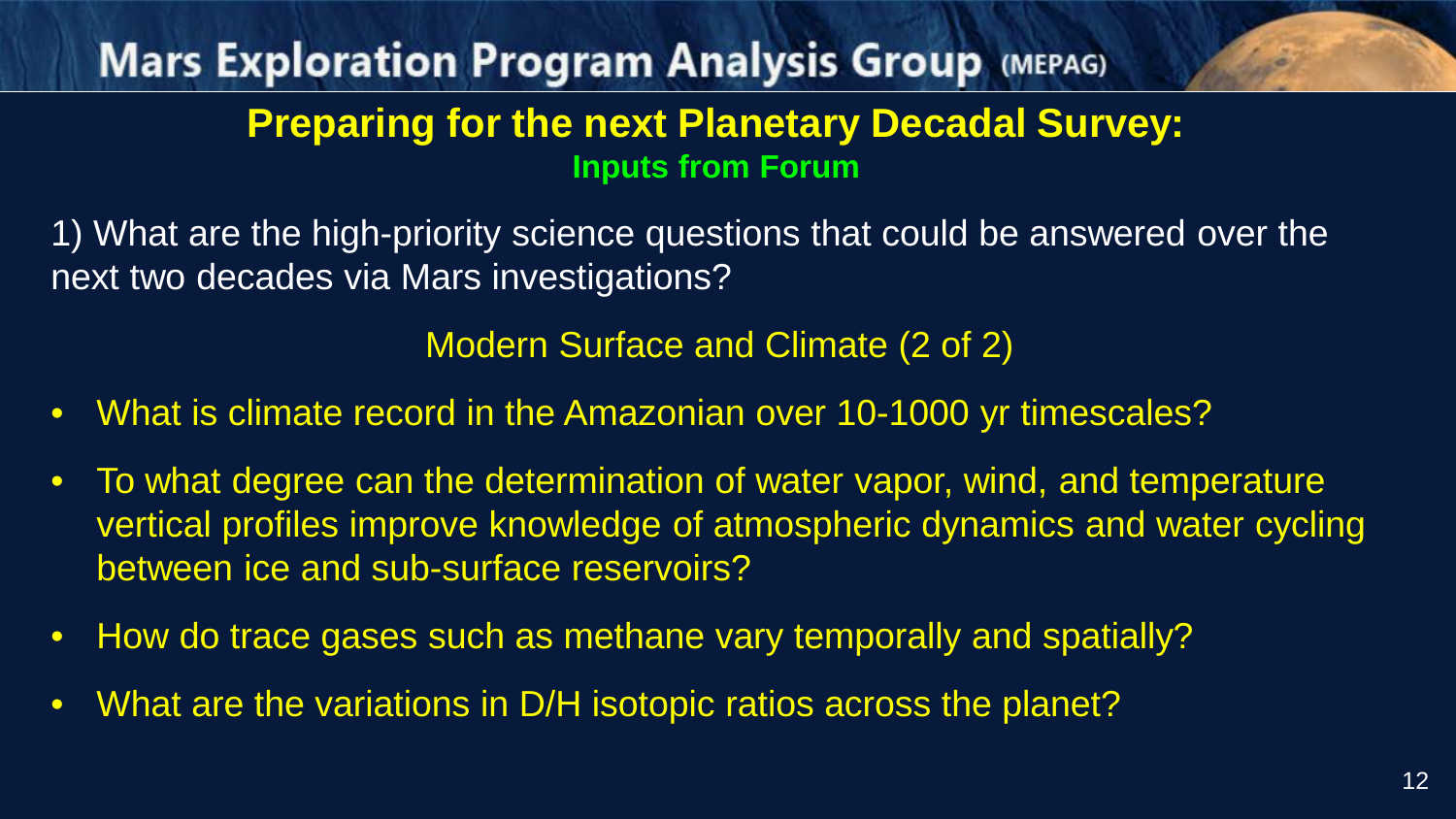# Mars Exploration Program Analysis Group (MEPAG)

## Preparing for the next Planetary Decadal Survey:

### Inputs from Forum

1) What are the high-priority science questions that could be answered over the next two decades via Mars investigations?

Modern Surface and Climate (2 of 2)

- What is climate record in the Amazonian over 10-1000 yr timescales?
- To what degree can the determination of water vapor, wind, and temperature vertical profiles improve knowledge of atmospheric dynamics and water cycling between ice and sub-surface reservoirs?
- How do trace gases such as methane vary temporally and spatially?
- What are the variations in D/H isotopic ratios across the planet?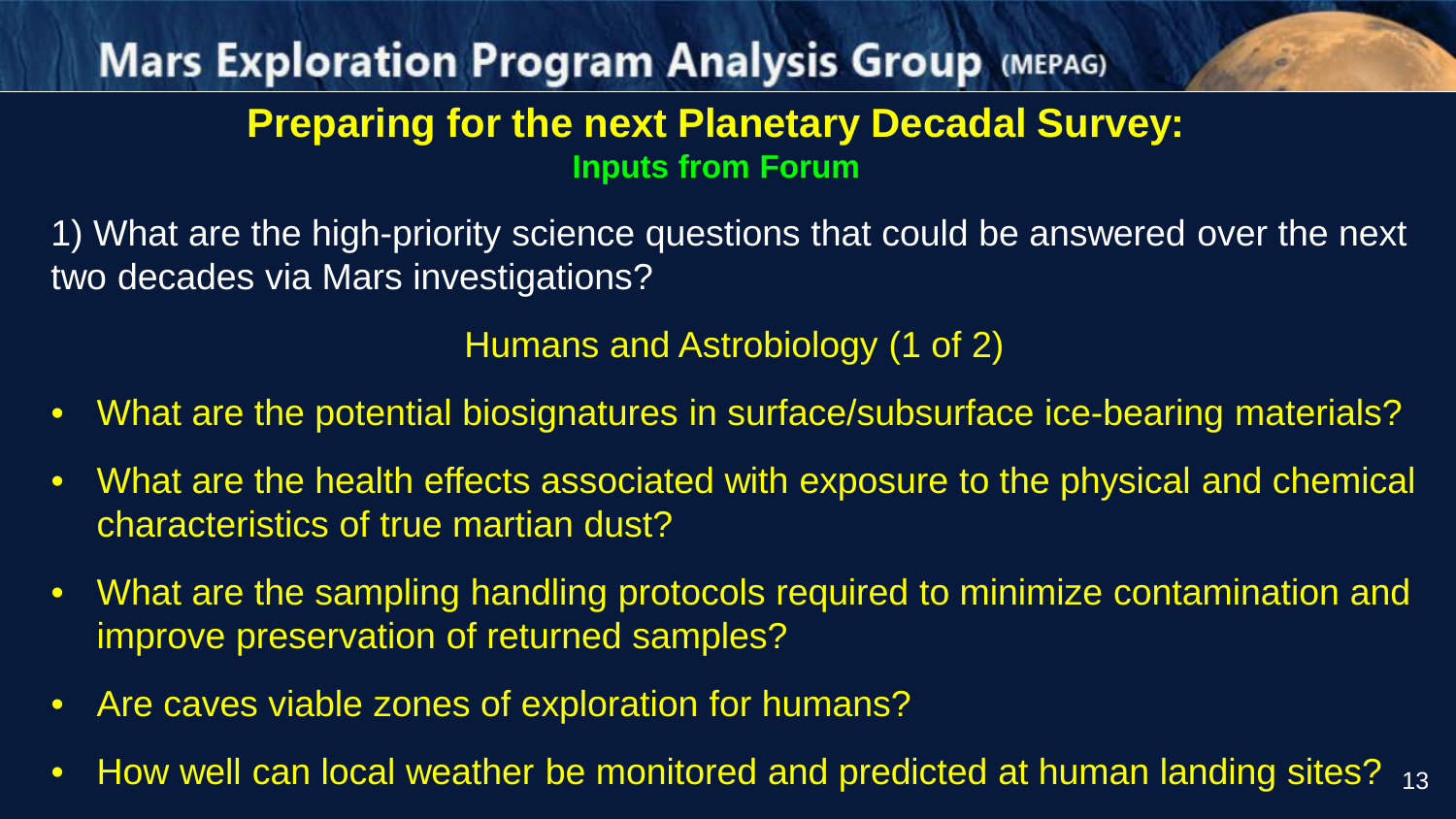# Mars Exploration Program Analysis Group (MEPAG)

## Preparing for the next Planetary Decadal Survey:

### Inputs from Forum

1) What are the high-priority science questions that could be answered over the next two decades via Mars investigations?

Humans and Astrobiology (1 of 2)

- What are the potential biosignatures in surface/subsurface ice-bearing materials?
- What are the health effects associated with exposure to the physical and chemical characteristics of true martian dust?
- What are the sampling handling protocols required to minimize contamination and improve preservation of returned samples?
- Are caves viable zones of exploration for humans?
- How well can local weather be monitored and predicted at human landing sites?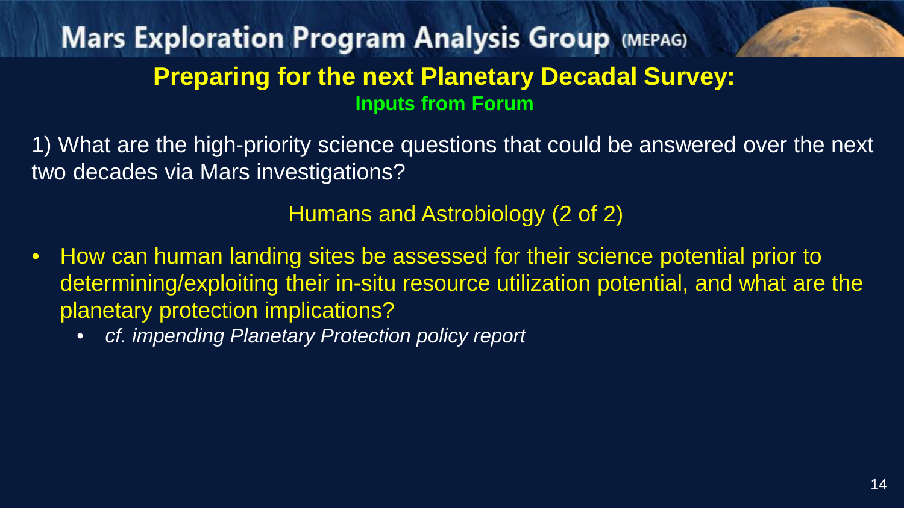# Mars Exploration Program Analysis Group (MEPAG)

## Preparing for the next Planetary Decadal Survey:

### Inputs from Forum

1) What are the high-priority science questions that could be answered over the next two decades via Mars investigations?

Humans and Astrobiology (2 of 2)

- How can human landing sites be assessed for their science potential prior to determining/exploiting their in-situ resource utilization potential, and what are the planetary protection implications?
  - *cf. impending Planetary Protection policy report*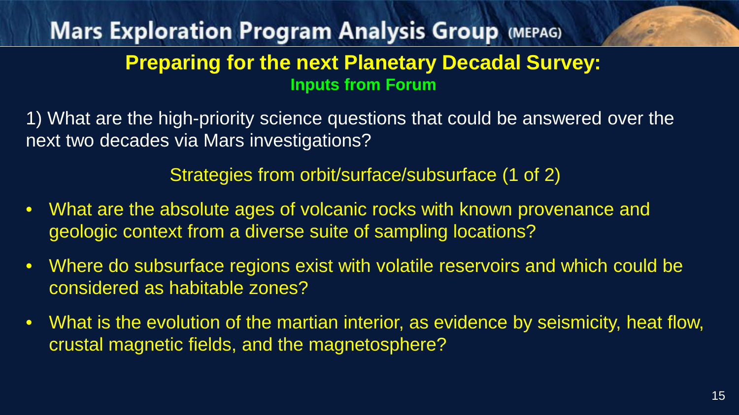# Mars Exploration Program Analysis Group (MEPAG)

## Preparing for the next Planetary Decadal Survey:

### Inputs from Forum

1) What are the high-priority science questions that could be answered over the next two decades via Mars investigations?

Strategies from orbit/surface/subsurface (1 of 2)

- What are the absolute ages of volcanic rocks with known provenance and geologic context from a diverse suite of sampling locations?
- Where do subsurface regions exist with volatile reservoirs and which could be considered as habitable zones?
- What is the evolution of the martian interior, as evidence by seismicity, heat flow, crustal magnetic fields, and the magnetosphere?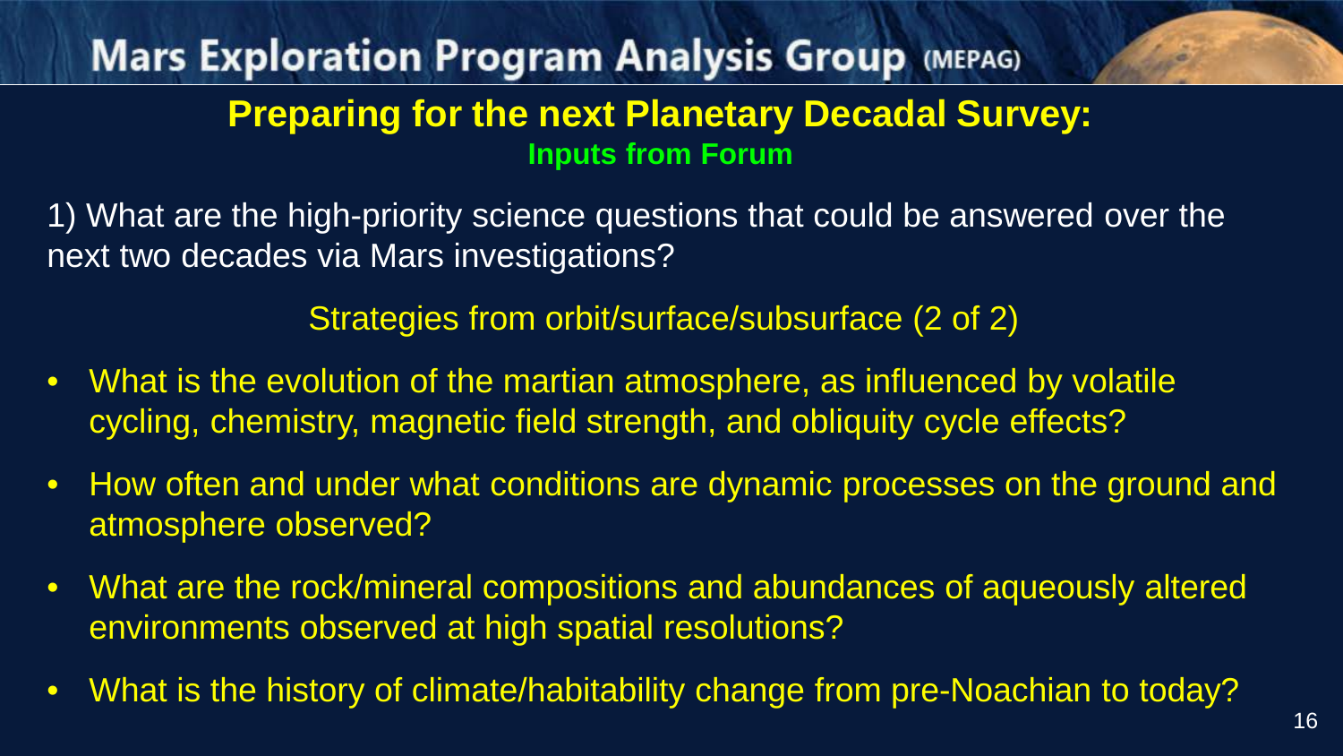# Mars Exploration Program Analysis Group (MEPAG)

## Preparing for the next Planetary Decadal Survey:

### Inputs from Forum

1) What are the high-priority science questions that could be answered over the next two decades via Mars investigations?

Strategies from orbit/surface/subsurface (2 of 2)

- What is the evolution of the martian atmosphere, as influenced by volatile cycling, chemistry, magnetic field strength, and obliquity cycle effects?
- How often and under what conditions are dynamic processes on the ground and atmosphere observed?
- What are the rock/mineral compositions and abundances of aqueously altered environments observed at high spatial resolutions?
- What is the history of climate/habitability change from pre-Noachian to today?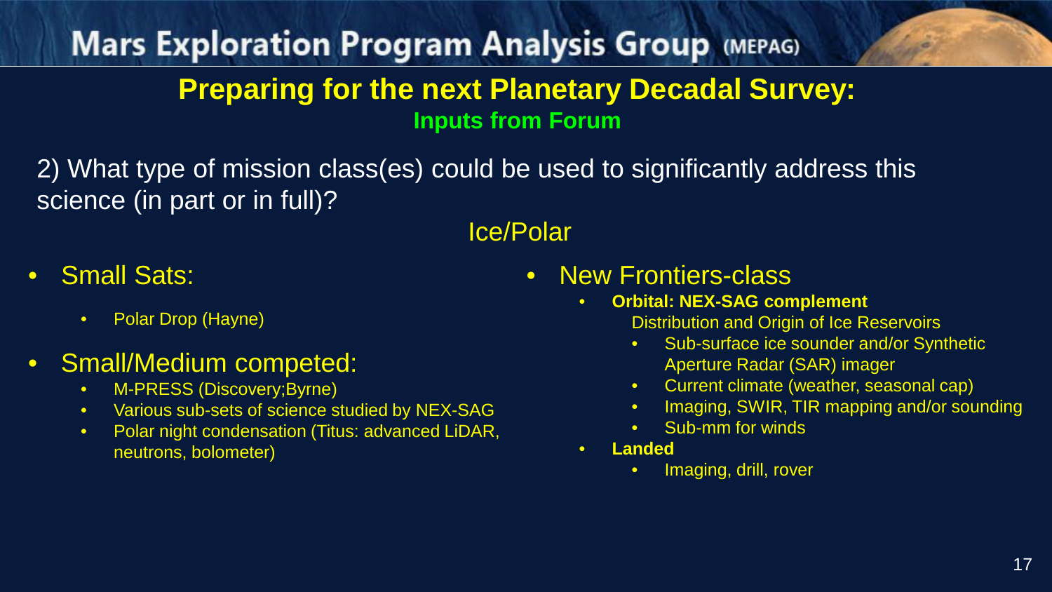# Mars Exploration Program Analysis Group (MEPAG)

## Preparing for the next Planetary Decadal Survey:

### Inputs from Forum

2) What type of mission class(es) could be used to significantly address this science (in part or in full)?

### Ice/Polar

- Small Sats:
  - Polar Drop (Hayne)
- Small/Medium competed:
  - M-PRESS (Discovery;Byrne)
  - Various sub-sets of science studied by NEX-SAG
  - Polar night condensation (Titus: advanced LiDAR, neutrons, bolometer)
- New Frontiers-class
  - **Orbital: NEX-SAG complement**
    Distribution and Origin of Ice Reservoirs
    - Sub-surface ice sounder and/or Synthetic Aperture Radar (SAR) imager
    - Current climate (weather, seasonal cap)
    - Imaging, SWIR, TIR mapping and/or sounding
    - Sub-mm for winds
  - **Landed**
    - Imaging, drill, rover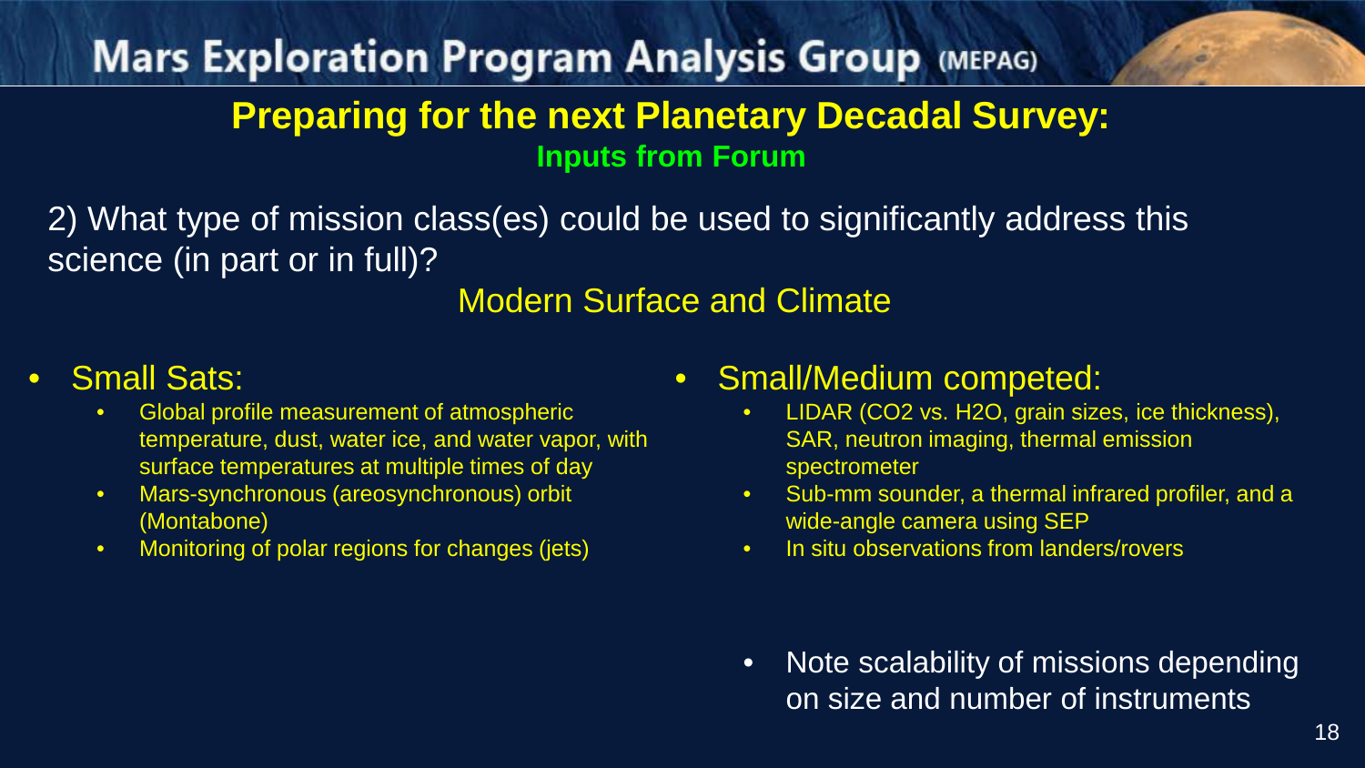# Mars Exploration Program Analysis Group (MEPAG)

## Preparing for the next Planetary Decadal Survey:

### Inputs from Forum

2) What type of mission class(es) could be used to significantly address this science (in part or in full)?

### Modern Surface and Climate

- Small Sats:
  - Global profile measurement of atmospheric temperature, dust, water ice, and water vapor, with surface temperatures at multiple times of day
  - Mars-synchronous (areosynchronous) orbit (Montabone)
  - Monitoring of polar regions for changes (jets)

- Small/Medium competed:
  - LIDAR ($CO_2$ vs. $H_2O$, grain sizes, ice thickness), SAR, neutron imaging, thermal emission spectrometer
  - Sub-mm sounder, a thermal infrared profiler, and a wide-angle camera using SEP
  - In situ observations from landers/rovers

  - Note scalability of missions depending on size and number of instruments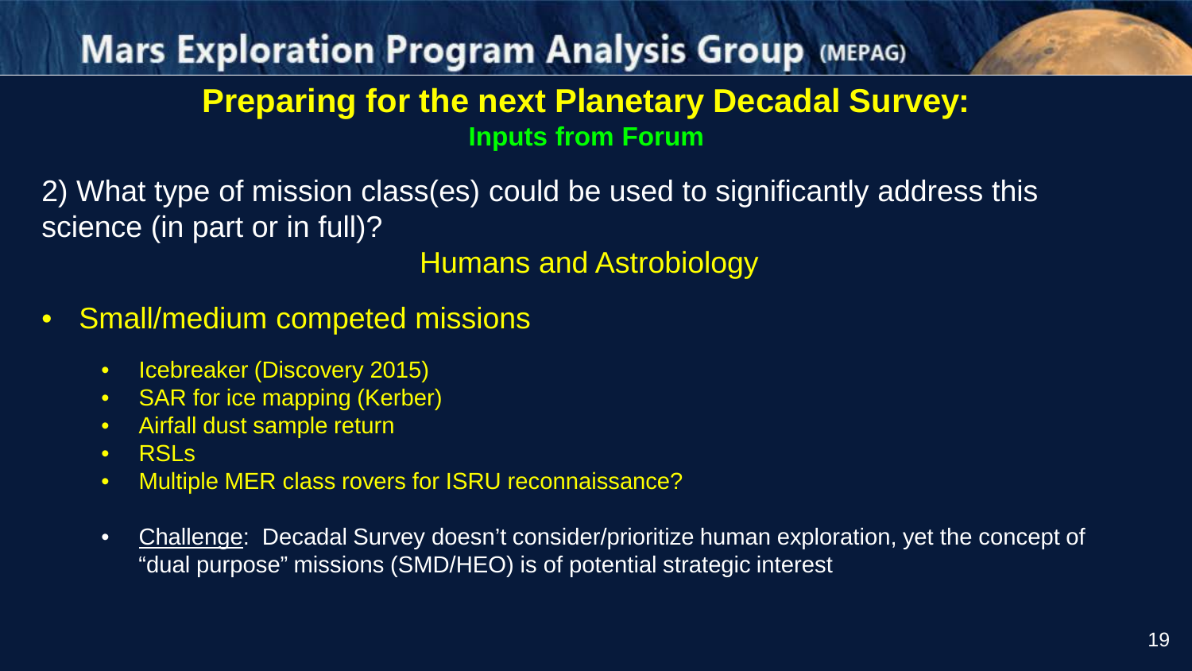## Preparing for the next Planetary Decadal Survey:

### Inputs from Forum

2) What type of mission class(es) could be used to significantly address this science (in part or in full)?

Humans and Astrobiology

- Small/medium competed missions
  - Icebreaker (Discovery 2015)
  - SAR for ice mapping (Kerber)
  - Airfall dust sample return
  - RSLs
  - Multiple MER class rovers for ISRU reconnaissance?
  - Challenge: Decadal Survey doesn't consider/prioritize human exploration, yet the concept of "dual purpose" missions (SMD/HEO) is of potential strategic interest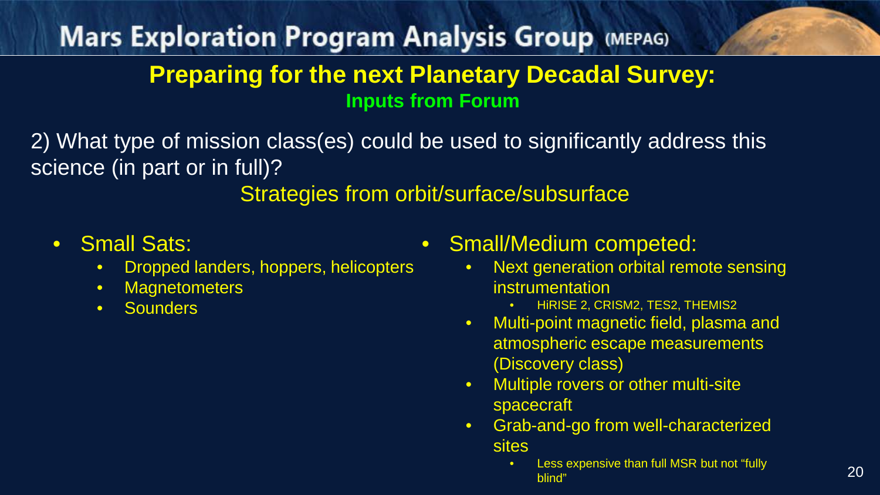# Mars Exploration Program Analysis Group (MEPAG)

## Preparing for the next Planetary Decadal Survey:

### Inputs from Forum

2) What type of mission class(es) could be used to significantly address this science (in part or in full)?

Strategies from orbit/surface/subsurface

- Small Sats:
  - Dropped landers, hoppers, helicopters
  - Magnetometers
  - Sounders
- Small/Medium competed:
  - Next generation orbital remote sensing instrumentation
    - HiRISE 2, CRISM2, TES2, THEMIS2
  - Multi-point magnetic field, plasma and atmospheric escape measurements (Discovery class)
  - Multiple rovers or other multi-site spacecraft
  - Grab-and-go from well-characterized sites
    - Less expensive than full MSR but not "fully blind"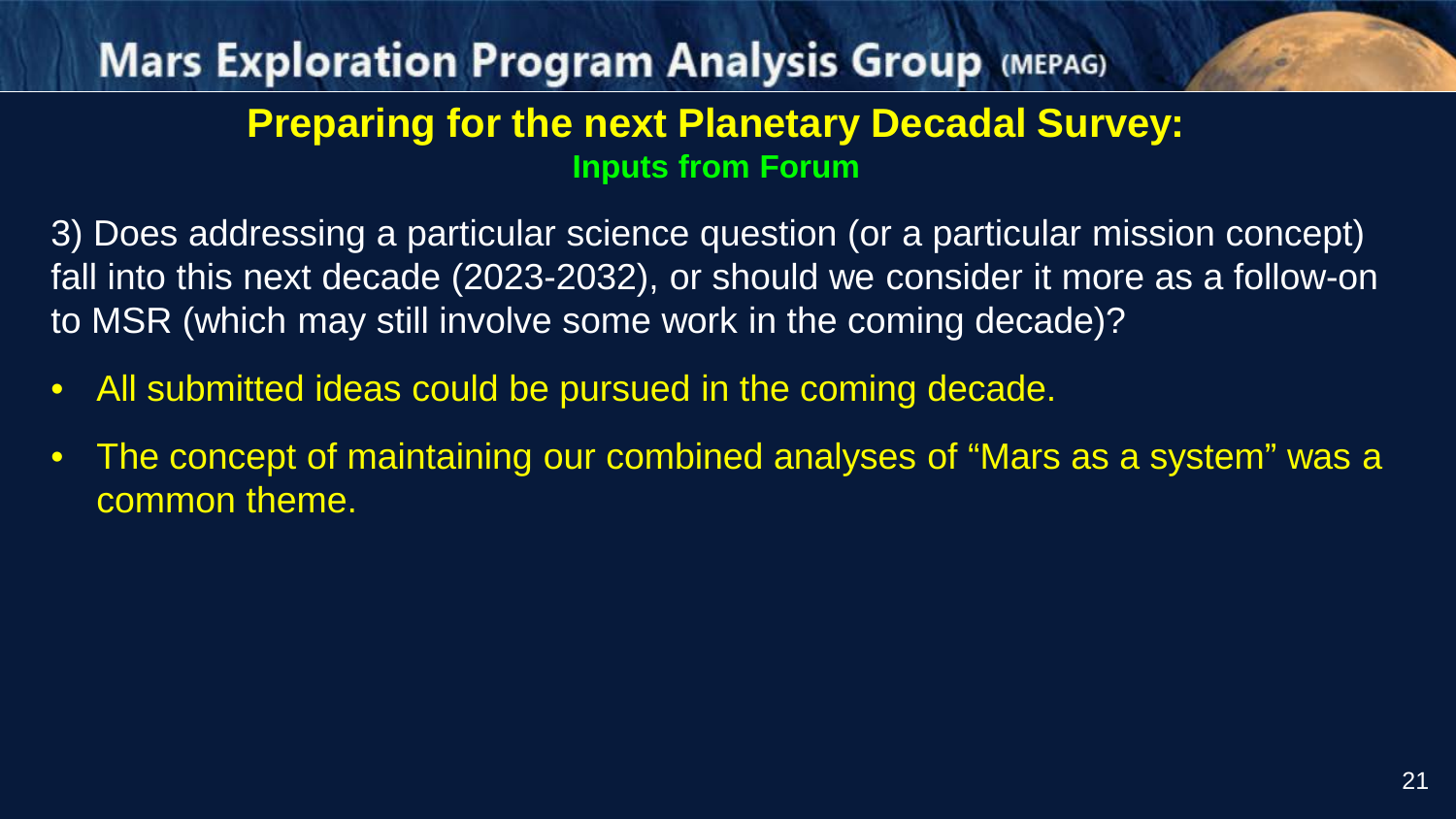# Preparing for the next Planetary Decadal Survey:

## Inputs from Forum

3) Does addressing a particular science question (or a particular mission concept) fall into this next decade (2023-2032), or should we consider it more as a follow-on to MSR (which may still involve some work in the coming decade)?

- All submitted ideas could be pursued in the coming decade.
- The concept of maintaining our combined analyses of "Mars as a system" was a common theme.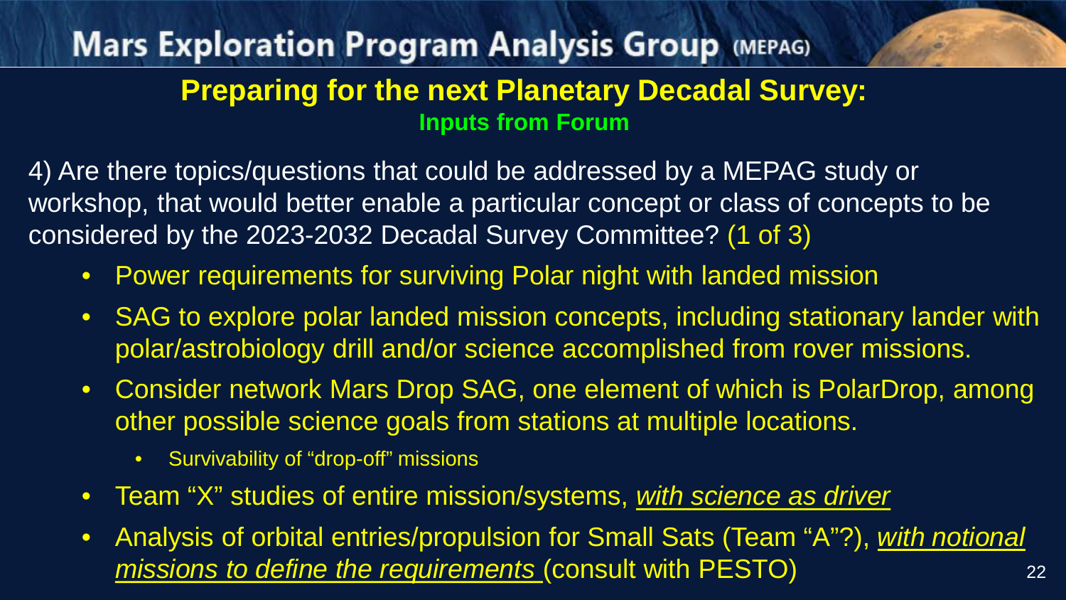# Mars Exploration Program Analysis Group (MEPAG)

## Preparing for the next Planetary Decadal Survey:

### Inputs from Forum

4) Are there topics/questions that could be addressed by a MEPAG study or workshop, that would better enable a particular concept or class of concepts to be considered by the 2023-2032 Decadal Survey Committee? (1 of 3)

- Power requirements for surviving Polar night with landed mission
- SAG to explore polar landed mission concepts, including stationary lander with polar/astrobiology drill and/or science accomplished from rover missions.
- Consider network Mars Drop SAG, one element of which is PolarDrop, among other possible science goals from stations at multiple locations.
    - Survivability of "drop-off" missions
- Team "X" studies of entire mission/systems, *with science as driver*
- Analysis of orbital entries/propulsion for Small Sats (Team "A"?), *with notional missions to define the requirements* (consult with PESTO)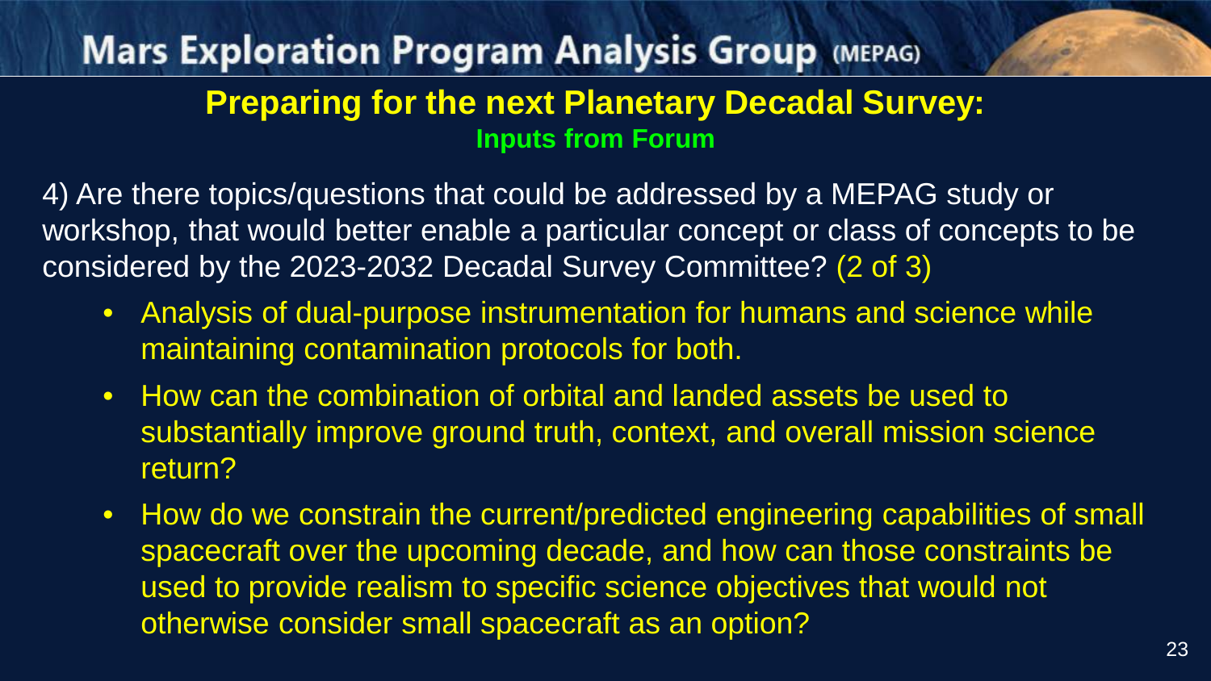# Mars Exploration Program Analysis Group (MEPAG)

## Preparing for the next Planetary Decadal Survey:

### Inputs from Forum

4) Are there topics/questions that could be addressed by a MEPAG study or workshop, that would better enable a particular concept or class of concepts to be considered by the 2023-2032 Decadal Survey Committee? (2 of 3)

- Analysis of dual-purpose instrumentation for humans and science while maintaining contamination protocols for both.
- How can the combination of orbital and landed assets be used to substantially improve ground truth, context, and overall mission science return?
- How do we constrain the current/predicted engineering capabilities of small spacecraft over the upcoming decade, and how can those constraints be used to provide realism to specific science objectives that would not otherwise consider small spacecraft as an option?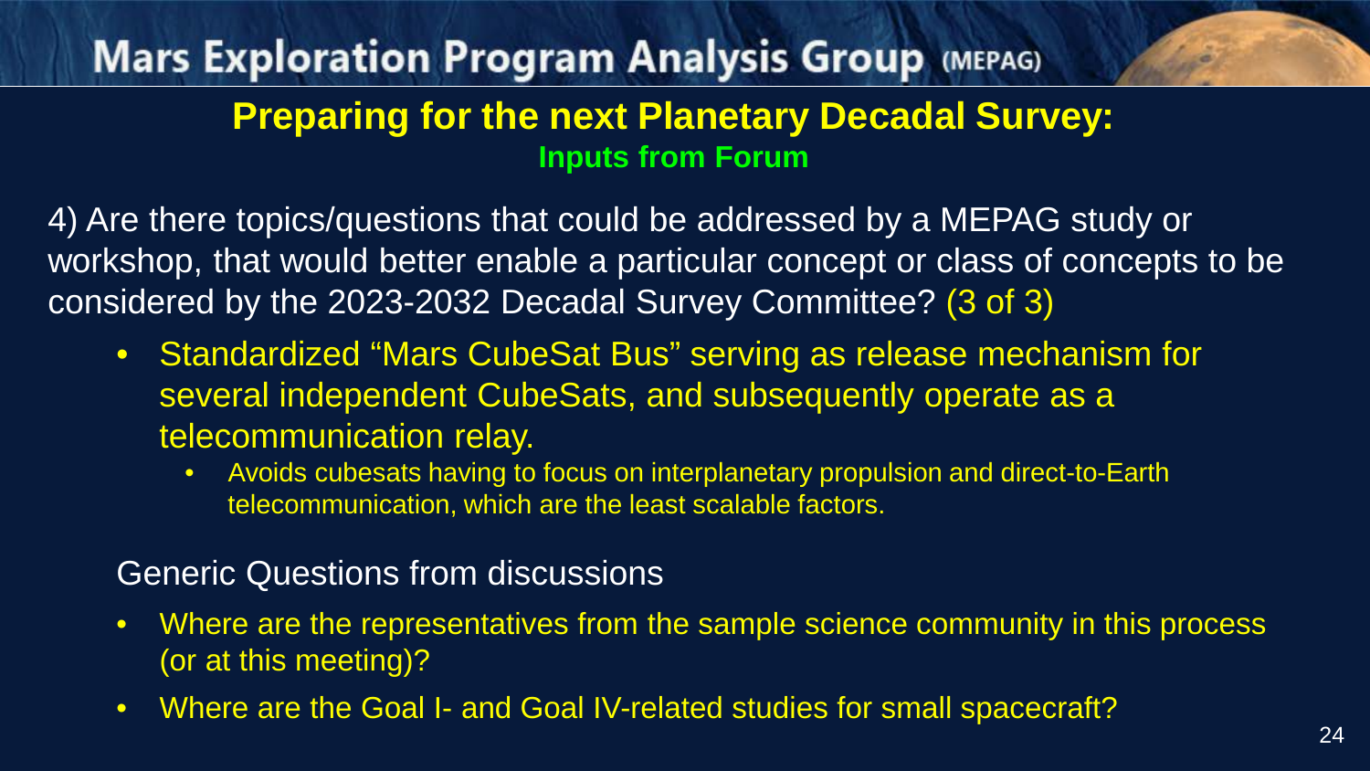## Preparing for the next Planetary Decadal Survey:

### Inputs from Forum

4) Are there topics/questions that could be addressed by a MEPAG study or workshop, that would better enable a particular concept or class of concepts to be considered by the 2023-2032 Decadal Survey Committee? (3 of 3)

- Standardized "Mars CubeSat Bus" serving as release mechanism for several independent CubeSats, and subsequently operate as a telecommunication relay.
  - Avoids cubesats having to focus on interplanetary propulsion and direct-to-Earth telecommunication, which are the least scalable factors.

Generic Questions from discussions

- Where are the representatives from the sample science community in this process (or at this meeting)?
- Where are the Goal I- and Goal IV-related studies for small spacecraft?